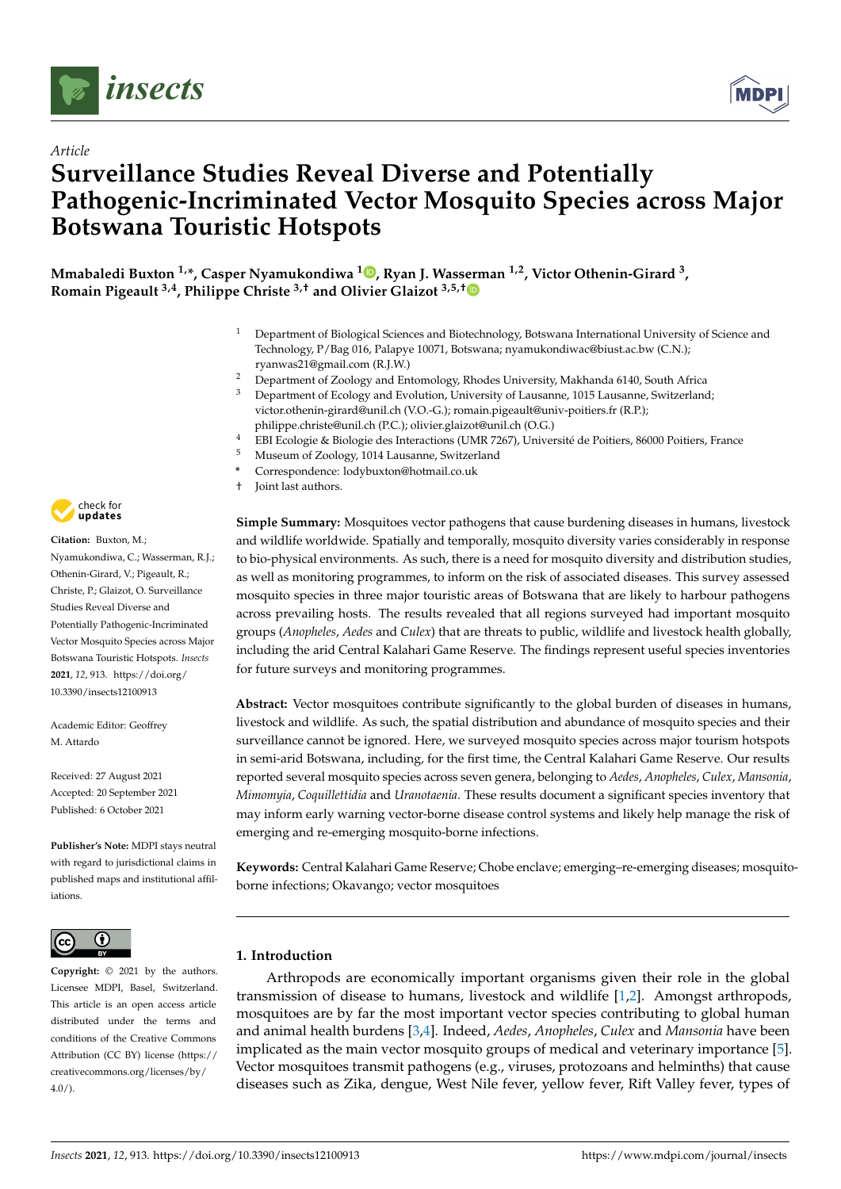*Article*

# Surveillance Studies Reveal Diverse and Potentially Pathogenic-Incriminated Vector Mosquito Species across Major Botswana Touristic Hotspots

**Mmabaledi Buxton [1,*], Casper Nyamukondiwa [1], Ryan J. Wasserman [1,2], Victor Othenin-Girard [3], Romain Pigeault [3,4], Philippe Christe [3,†] and Olivier Glaizot [3,5,†]**

[1] Department of Biological Sciences and Biotechnology, Botswana International University of Science and Technology, P/Bag 016, Palapye 10071, Botswana; nyamukondiwac@biust.ac.bw (C.N.); ryanwas21@gmail.com (R.J.W.)

[2] Department of Zoology and Entomology, Rhodes University, Makhanda 6140, South Africa

[3] Department of Ecology and Evolution, University of Lausanne, 1015 Lausanne, Switzerland; victor.othenin-girard@unil.ch (V.O.-G.); romain.pigeault@univ-poitiers.fr (R.P.); philippe.christe@unil.ch (P.C.); olivier.glaizot@unil.ch (O.G.)

[4] EBI Ecologie & Biologie des Interactions (UMR 7267), Université de Poitiers, 86000 Poitiers, France

[5] Museum of Zoology, 1014 Lausanne, Switzerland

\* Correspondence: lodybuxton@hotmail.co.uk

† Joint last authors.

**Citation:** Buxton, M.; Nyamukondiwa, C.; Wasserman, R.J.; Othenin-Girard, V.; Pigeault, R.; Christe, P.; Glaizot, O. Surveillance Studies Reveal Diverse and Potentially Pathogenic-Incriminated Vector Mosquito Species across Major Botswana Touristic Hotspots. *Insects* **2021**, *12*, 913. https://doi.org/10.3390/insects12100913

Academic Editor: Geoffrey M. Attardo

Received: 27 August 2021
Accepted: 20 September 2021
Published: 6 October 2021

**Publisher's Note:** MDPI stays neutral with regard to jurisdictional claims in published maps and institutional affiliations.

**Copyright:** © 2021 by the authors. Licensee MDPI, Basel, Switzerland. This article is an open access article distributed under the terms and conditions of the Creative Commons Attribution (CC BY) license (https://creativecommons.org/licenses/by/4.0/).

**Simple Summary:** Mosquitoes vector pathogens that cause burdening diseases in humans, livestock and wildlife worldwide. Spatially and temporally, mosquito diversity varies considerably in response to bio-physical environments. As such, there is a need for mosquito diversity and distribution studies, as well as monitoring programmes, to inform on the risk of associated diseases. This survey assessed mosquito species in three major touristic areas of Botswana that are likely to harbour pathogens across prevailing hosts. The results revealed that all regions surveyed had important mosquito groups (*Anopheles*, *Aedes* and *Culex*) that are threats to public, wildlife and livestock health globally, including the arid Central Kalahari Game Reserve. The findings represent useful species inventories for future surveys and monitoring programmes.

**Abstract:** Vector mosquitoes contribute significantly to the global burden of diseases in humans, livestock and wildlife. As such, the spatial distribution and abundance of mosquito species and their surveillance cannot be ignored. Here, we surveyed mosquito species across major tourism hotspots in semi-arid Botswana, including, for the first time, the Central Kalahari Game Reserve. Our results reported several mosquito species across seven genera, belonging to *Aedes*, *Anopheles*, *Culex*, *Mansonia*, *Mimomyia*, *Coquillettidia* and *Uranotaenia*. These results document a significant species inventory that may inform early warning vector-borne disease control systems and likely help manage the risk of emerging and re-emerging mosquito-borne infections.

**Keywords:** Central Kalahari Game Reserve; Chobe enclave; emerging–re-emerging diseases; mosquito-borne infections; Okavango; vector mosquitoes

## 1. Introduction

Arthropods are economically important organisms given their role in the global transmission of disease to humans, livestock and wildlife [1,2]. Amongst arthropods, mosquitoes are by far the most important vector species contributing to global human and animal health burdens [3,4]. Indeed, *Aedes*, *Anopheles*, *Culex* and *Mansonia* have been implicated as the main vector mosquito groups of medical and veterinary importance [5]. Vector mosquitoes transmit pathogens (e.g., viruses, protozoans and helminths) that cause diseases such as Zika, dengue, West Nile fever, yellow fever, Rift Valley fever, types of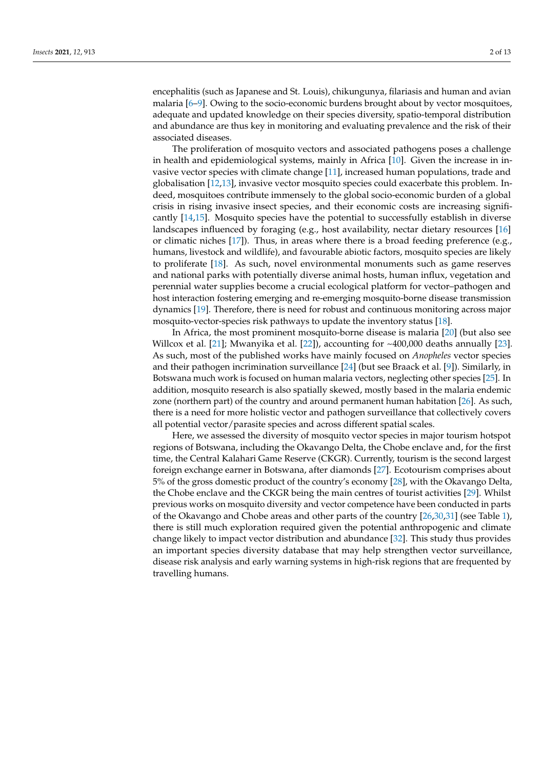encephalitis (such as Japanese and St. Louis), chikungunya, filariasis and human and avian malaria [6–9]. Owing to the socio-economic burdens brought about by vector mosquitoes, adequate and updated knowledge on their species diversity, spatio-temporal distribution and abundance are thus key in monitoring and evaluating prevalence and the risk of their associated diseases.

The proliferation of mosquito vectors and associated pathogens poses a challenge in health and epidemiological systems, mainly in Africa [10]. Given the increase in invasive vector species with climate change [11], increased human populations, trade and globalisation [12,13], invasive vector mosquito species could exacerbate this problem. Indeed, mosquitoes contribute immensely to the global socio-economic burden of a global crisis in rising invasive insect species, and their economic costs are increasing significantly [14,15]. Mosquito species have the potential to successfully establish in diverse landscapes influenced by foraging (e.g., host availability, nectar dietary resources [16] or climatic niches [17]). Thus, in areas where there is a broad feeding preference (e.g., humans, livestock and wildlife), and favourable abiotic factors, mosquito species are likely to proliferate [18]. As such, novel environmental monuments such as game reserves and national parks with potentially diverse animal hosts, human influx, vegetation and perennial water supplies become a crucial ecological platform for vector–pathogen and host interaction fostering emerging and re-emerging mosquito-borne disease transmission dynamics [19]. Therefore, there is need for robust and continuous monitoring across major mosquito-vector-species risk pathways to update the inventory status [18].

In Africa, the most prominent mosquito-borne disease is malaria [20] (but also see Willcox et al. [21]; Mwanyika et al. [22]), accounting for ~400,000 deaths annually [23]. As such, most of the published works have mainly focused on *Anopheles* vector species and their pathogen incrimination surveillance [24] (but see Braack et al. [9]). Similarly, in Botswana much work is focused on human malaria vectors, neglecting other species [25]. In addition, mosquito research is also spatially skewed, mostly based in the malaria endemic zone (northern part) of the country and around permanent human habitation [26]. As such, there is a need for more holistic vector and pathogen surveillance that collectively covers all potential vector/parasite species and across different spatial scales.

Here, we assessed the diversity of mosquito vector species in major tourism hotspot regions of Botswana, including the Okavango Delta, the Chobe enclave and, for the first time, the Central Kalahari Game Reserve (CKGR). Currently, tourism is the second largest foreign exchange earner in Botswana, after diamonds [27]. Ecotourism comprises about 5% of the gross domestic product of the country's economy [28], with the Okavango Delta, the Chobe enclave and the CKGR being the main centres of tourist activities [29]. Whilst previous works on mosquito diversity and vector competence have been conducted in parts of the Okavango and Chobe areas and other parts of the country [26,30,31] (see Table 1), there is still much exploration required given the potential anthropogenic and climate change likely to impact vector distribution and abundance [32]. This study thus provides an important species diversity database that may help strengthen vector surveillance, disease risk analysis and early warning systems in high-risk regions that are frequented by travelling humans.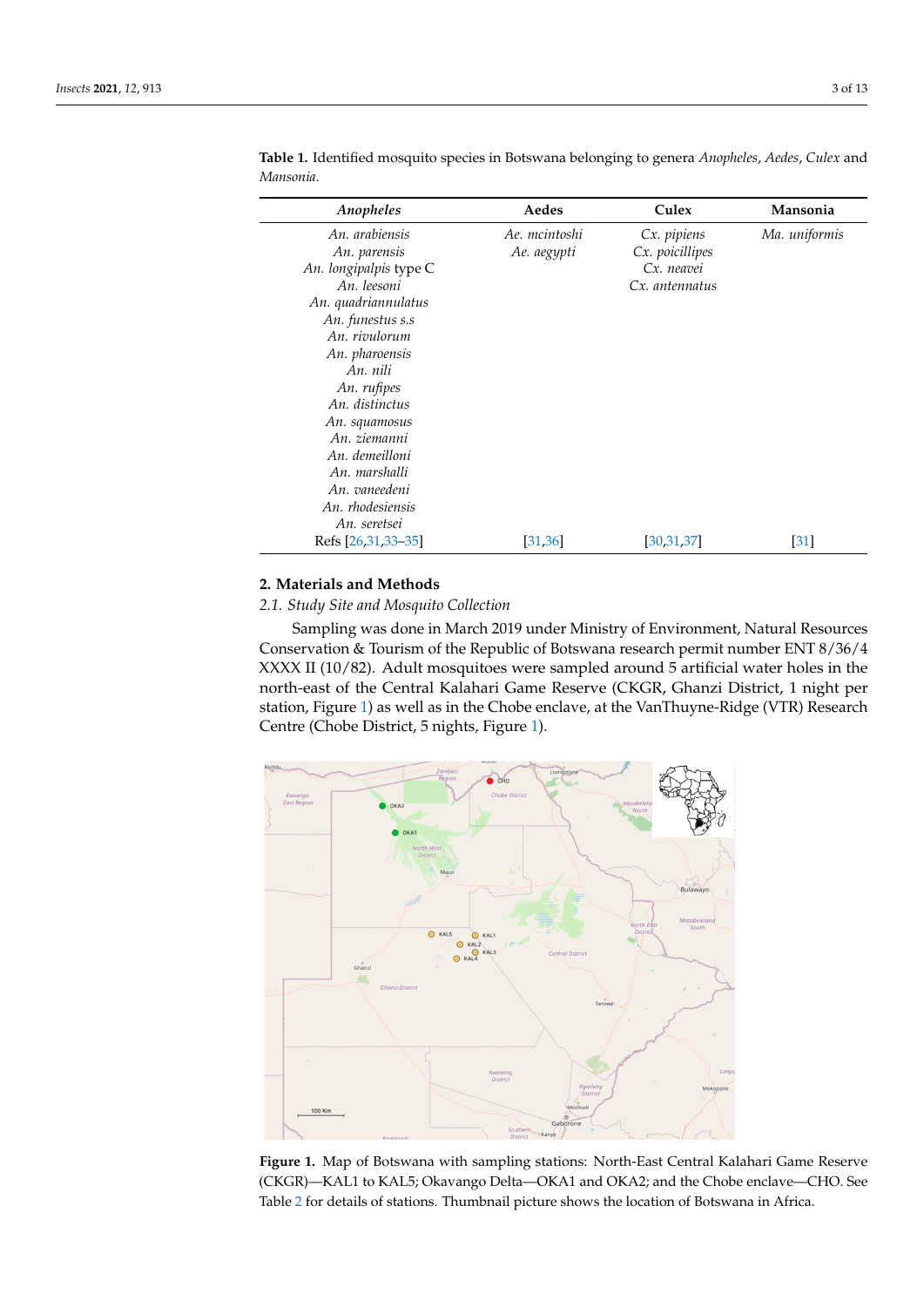**Table 1.** Identified mosquito species in Botswana belonging to genera *Anopheles*, *Aedes*, *Culex* and *Mansonia*.

| *Anopheles* | Aedes | Culex | Mansonia |
|---|---|---|---|
| *An. arabiensis* | *Ae. mcintoshi* | *Cx. pipiens* | *Ma. uniformis* |
| *An. parensis* | *Ae. aegypti* | *Cx. poicillipes* | |
| *An. longipalpis* type C | | *Cx. neavei* | |
| *An. leesoni* | | *Cx. antennatus* | |
| *An. quadriannulatus* | | | |
| *An. funestus s.s* | | | |
| *An. rivulorum* | | | |
| *An. pharoensis* | | | |
| *An. nili* | | | |
| *An. rufipes* | | | |
| *An. distinctus* | | | |
| *An. squamosus* | | | |
| *An. ziemanni* | | | |
| *An. demeilloni* | | | |
| *An. marshalli* | | | |
| *An. vaneedeni* | | | |
| *An. rhodesiensis* | | | |
| *An. seretsei* | | | |
| Refs [26,31,33–35] | [31,36] | [30,31,37] | [31] |

## 2. Materials and Methods

### 2.1. Study Site and Mosquito Collection

Sampling was done in March 2019 under Ministry of Environment, Natural Resources Conservation & Tourism of the Republic of Botswana research permit number ENT 8/36/4 XXXX II (10/82). Adult mosquitoes were sampled around 5 artificial water holes in the north-east of the Central Kalahari Game Reserve (CKGR, Ghanzi District, 1 night per station, Figure 1) as well as in the Chobe enclave, at the VanThuyne-Ridge (VTR) Research Centre (Chobe District, 5 nights, Figure 1).

**Figure 1.** Map of Botswana with sampling stations: North-East Central Kalahari Game Reserve (CKGR)—KAL1 to KAL5; Okavango Delta—OKA1 and OKA2; and the Chobe enclave—CHO. See Table 2 for details of stations. Thumbnail picture shows the location of Botswana in Africa.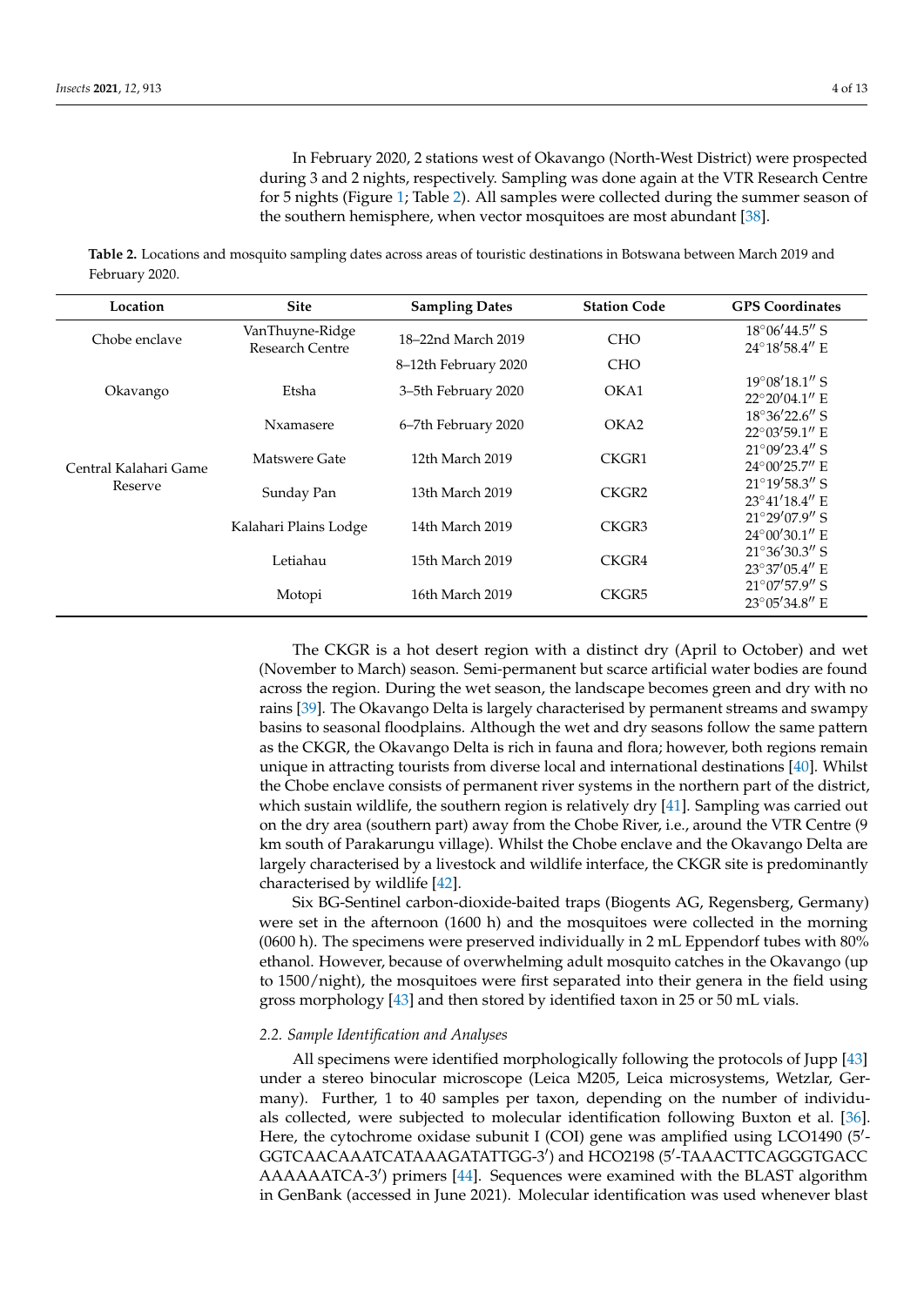In February 2020, 2 stations west of Okavango (North-West District) were prospected during 3 and 2 nights, respectively. Sampling was done again at the VTR Research Centre for 5 nights (Figure 1; Table 2). All samples were collected during the summer season of the southern hemisphere, when vector mosquitoes are most abundant [38].

**Table 2.** Locations and mosquito sampling dates across areas of touristic destinations in Botswana between March 2019 and February 2020.

| Location | Site | Sampling Dates | Station Code | GPS Coordinates |
|---|---|---|---|---|
| Chobe enclave | VanThuyne-Ridge Research Centre | 18–22nd March 2019 | CHO | 18°06′44.5″ S 24°18′58.4″ E |
| | | 8–12th February 2020 | CHO | |
| Okavango | Etsha | 3–5th February 2020 | OKA1 | 19°08′18.1″ S 22°20′04.1″ E |
| | Nxamasere | 6–7th February 2020 | OKA2 | 18°36′22.6″ S 22°03′59.1″ E |
| Central Kalahari Game Reserve | Matswere Gate | 12th March 2019 | CKGR1 | 21°09′23.4″ S 24°00′25.7″ E |
| | Sunday Pan | 13th March 2019 | CKGR2 | 21°19′58.3″ S 23°41′18.4″ E |
| | Kalahari Plains Lodge | 14th March 2019 | CKGR3 | 21°29′07.9″ S 24°00′30.1″ E |
| | Letiahau | 15th March 2019 | CKGR4 | 21°36′30.3″ S 23°37′05.4″ E |
| | Motopi | 16th March 2019 | CKGR5 | 21°07′57.9″ S 23°05′34.8″ E |

The CKGR is a hot desert region with a distinct dry (April to October) and wet (November to March) season. Semi-permanent but scarce artificial water bodies are found across the region. During the wet season, the landscape becomes green and dry with no rains [39]. The Okavango Delta is largely characterised by permanent streams and swampy basins to seasonal floodplains. Although the wet and dry seasons follow the same pattern as the CKGR, the Okavango Delta is rich in fauna and flora; however, both regions remain unique in attracting tourists from diverse local and international destinations [40]. Whilst the Chobe enclave consists of permanent river systems in the northern part of the district, which sustain wildlife, the southern region is relatively dry [41]. Sampling was carried out on the dry area (southern part) away from the Chobe River, i.e., around the VTR Centre (9 km south of Parakarungu village). Whilst the Chobe enclave and the Okavango Delta are largely characterised by a livestock and wildlife interface, the CKGR site is predominantly characterised by wildlife [42].

Six BG-Sentinel carbon-dioxide-baited traps (Biogents AG, Regensberg, Germany) were set in the afternoon (1600 h) and the mosquitoes were collected in the morning (0600 h). The specimens were preserved individually in 2 mL Eppendorf tubes with 80% ethanol. However, because of overwhelming adult mosquito catches in the Okavango (up to 1500/night), the mosquitoes were first separated into their genera in the field using gross morphology [43] and then stored by identified taxon in 25 or 50 mL vials.

### 2.2. Sample Identification and Analyses

All specimens were identified morphologically following the protocols of Jupp [43] under a stereo binocular microscope (Leica M205, Leica microsystems, Wetzlar, Germany). Further, 1 to 40 samples per taxon, depending on the number of individuals collected, were subjected to molecular identification following Buxton et al. [36]. Here, the cytochrome oxidase subunit I (COI) gene was amplified using LCO1490 (5′-GGTCAACAAATCATAAAGATATTGG-3′) and HCO2198 (5′-TAAACTTCAGGGTGACC AAAAAATCA-3′) primers [44]. Sequences were examined with the BLAST algorithm in GenBank (accessed in June 2021). Molecular identification was used whenever blast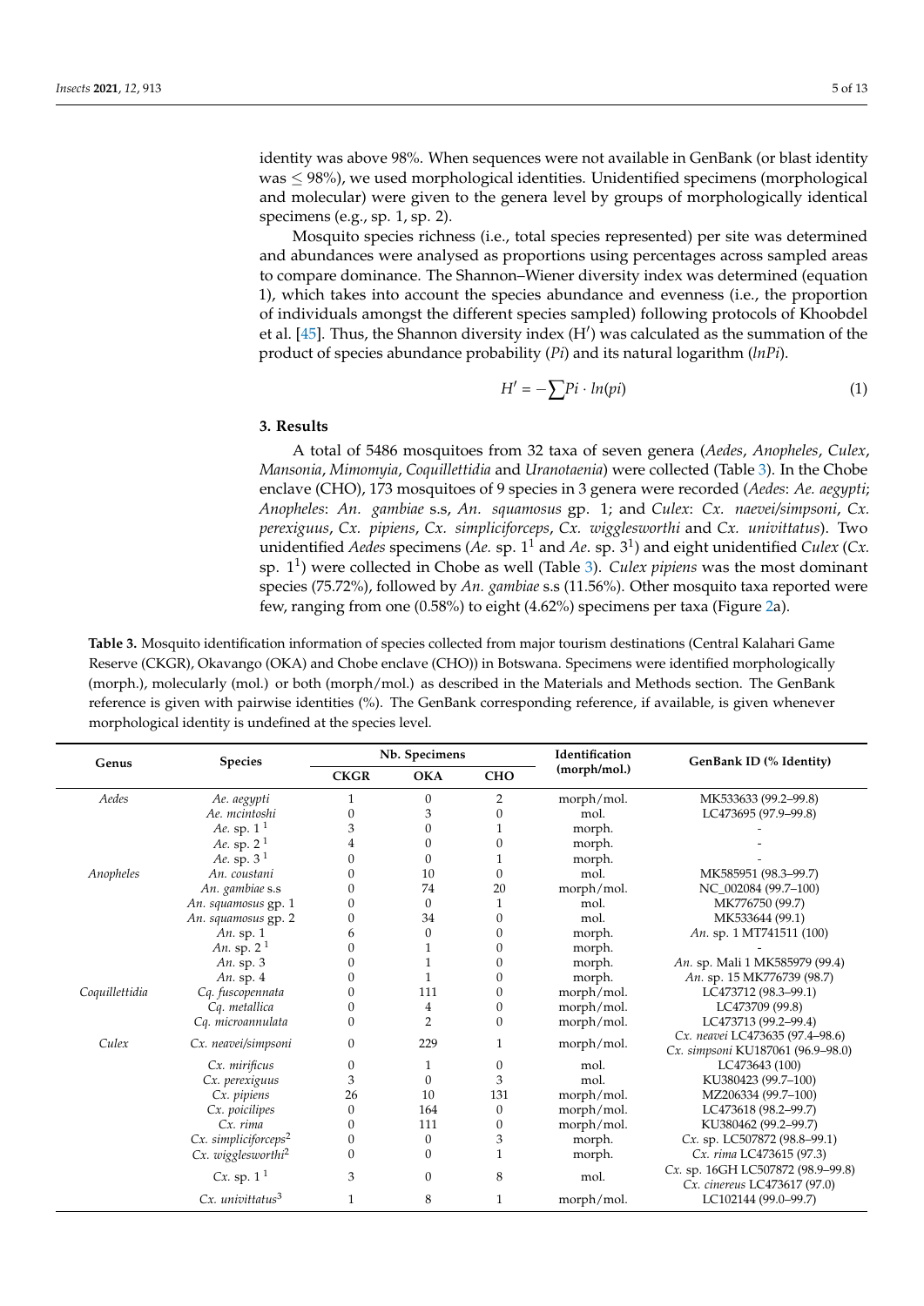identity was above 98%. When sequences were not available in GenBank (or blast identity was ≤ 98%), we used morphological identities. Unidentified specimens (morphological and molecular) were given to the genera level by groups of morphologically identical specimens (e.g., sp. 1, sp. 2).

Mosquito species richness (i.e., total species represented) per site was determined and abundances were analysed as proportions using percentages across sampled areas to compare dominance. The Shannon–Wiener diversity index was determined (equation 1), which takes into account the species abundance and evenness (i.e., the proportion of individuals amongst the different species sampled) following protocols of Khoobdel et al. [45]. Thus, the Shannon diversity index (H′) was calculated as the summation of the product of species abundance probability (*Pi*) and its natural logarithm (*lnPi*).

$$H' = -\sum Pi \cdot ln(pi) \quad (1)$$

## 3. Results

A total of 5486 mosquitoes from 32 taxa of seven genera (*Aedes*, *Anopheles*, *Culex*, *Mansonia*, *Mimomyia*, *Coquillettidia* and *Uranotaenia*) were collected (Table 3). In the Chobe enclave (CHO), 173 mosquitoes of 9 species in 3 genera were recorded (*Aedes*: *Ae. aegypti*; *Anopheles*: *An. gambiae* s.s, *An. squamosus* gp. 1; and *Culex*: *Cx. naevei/simpsoni*, *Cx. perexiguus*, *Cx. pipiens*, *Cx. simpliciforceps*, *Cx. wigglesworthi* and *Cx. univittatus*). Two unidentified *Aedes* specimens (*Ae.* sp. 1[1] and *Ae.* sp. 3[1]) and eight unidentified *Culex* (*Cx.* sp. 1[1]) were collected in Chobe as well (Table 3). *Culex pipiens* was the most dominant species (75.72%), followed by *An. gambiae* s.s (11.56%). Other mosquito taxa reported were few, ranging from one (0.58%) to eight (4.62%) specimens per taxa (Figure 2a).

**Table 3.** Mosquito identification information of species collected from major tourism destinations (Central Kalahari Game Reserve (CKGR), Okavango (OKA) and Chobe enclave (CHO)) in Botswana. Specimens were identified morphologically (morph.), molecularly (mol.) or both (morph/mol.) as described in the Materials and Methods section. The GenBank reference is given with pairwise identities (%). The GenBank corresponding reference, if available, is given whenever morphological identity is undefined at the species level.

| Genus | Species | Nb. Specimens | | | Identification (morph/mol.) | GenBank ID (% Identity) |
|---|---|---|---|---|---|---|
| | | CKGR | OKA | CHO | | |
| *Aedes* | *Ae. aegypti* | 1 | 0 | 2 | morph/mol. | MK533633 (99.2–99.8) |
| | *Ae. mcintoshi* | 0 | 3 | 0 | mol. | LC473695 (97.9–99.8) |
| | *Ae.* sp. 1 [1] | 3 | 0 | 1 | morph. | - |
| | *Ae.* sp. 2 [1] | 4 | 0 | 0 | morph. | - |
| | *Ae.* sp. 3 [1] | 0 | 0 | 1 | morph. | - |
| *Anopheles* | *An. coustani* | 0 | 10 | 0 | mol. | MK585951 (98.3–99.7) |
| | *An. gambiae* s.s | 0 | 74 | 20 | morph/mol. | NC_002084 (99.7–100) |
| | *An. squamosus* gp. 1 | 0 | 0 | 1 | mol. | MK776750 (99.7) |
| | *An. squamosus* gp. 2 | 0 | 34 | 0 | mol. | MK533644 (99.1) |
| | *An.* sp. 1 | 6 | 0 | 0 | morph. | *An.* sp. 1 MT741511 (100) |
| | *An.* sp. 2 [1] | 0 | 1 | 0 | morph. | - |
| | *An.* sp. 3 | 0 | 1 | 0 | morph. | *An.* sp. Mali 1 MK585979 (99.4) |
| | *An.* sp. 4 | 0 | 1 | 0 | morph. | *An.* sp. 15 MK776739 (98.7) |
| *Coquillettidia* | *Cq. fuscopennata* | 0 | 111 | 0 | morph/mol. | LC473712 (98.3–99.1) |
| | *Cq. metallica* | 0 | 4 | 0 | morph/mol. | LC473709 (99.8) |
| | *Cq. microannulata* | 0 | 2 | 0 | morph/mol. | LC473713 (99.2–99.4) |
| *Culex* | *Cx. neavei/simpsoni* | 0 | 229 | 1 | morph/mol. | *Cx. neavei* LC473635 (97.4–98.6) *Cx. simpsoni* KU187061 (96.9–98.0) |
| | *Cx. mirificus* | 0 | 1 | 0 | mol. | LC473643 (100) |
| | *Cx. perexiguus* | 3 | 0 | 3 | mol. | KU380423 (99.7–100) |
| | *Cx. pipiens* | 26 | 10 | 131 | morph/mol. | MZ206334 (99.7–100) |
| | *Cx. poicilipes* | 0 | 164 | 0 | morph/mol. | LC473618 (98.2–99.7) |
| | *Cx. rima* | 0 | 111 | 0 | morph/mol. | KU380462 (99.2–99.7) |
| | *Cx. simpliciforceps* [2] | 0 | 0 | 3 | morph. | *Cx.* sp. LC507872 (98.8–99.1) |
| | *Cx. wigglesworthi* [2] | 0 | 0 | 1 | morph. | *Cx. rima* LC473615 (97.3) |
| | *Cx.* sp. 1 [1] | 3 | 0 | 8 | mol. | *Cx.* sp. 16GH LC507872 (98.9–99.8) *Cx. cinereus* LC473617 (97.0) |
| | *Cx. univittatus* [3] | 1 | 8 | 1 | morph/mol. | LC102144 (99.0–99.7) |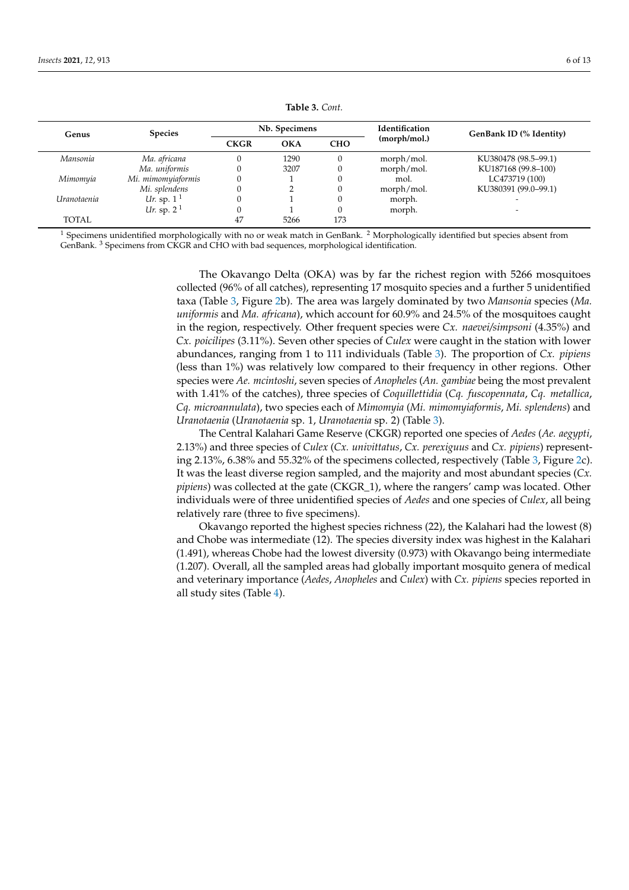**Table 3.** *Cont.*

| Genus | Species | Nb. Specimens | | | Identification (morph/mol.) | GenBank ID (% Identity) |
|---|---|---|---|---|---|---|
| | | CKGR | OKA | CHO | | |
| *Mansonia* | *Ma. africana* | 0 | 1290 | 0 | morph/mol. | KU380478 (98.5–99.1) |
| | *Ma. uniformis* | 0 | 3207 | 0 | morph/mol. | KU187168 (99.8–100) |
| *Mimomyia* | *Mi. mimomyiaformis* | 0 | 1 | 0 | mol. | LC473719 (100) |
| | *Mi. splendens* | 0 | 2 | 0 | morph/mol. | KU380391 (99.0–99.1) |
| *Uranotaenia* | *Ur.* sp. 1 [1] | 0 | 1 | 0 | morph. | - |
| | *Ur.* sp. 2 [1] | 0 | 1 | 0 | morph. | - |
| TOTAL | | 47 | 5266 | 173 | | |

[1] Specimens unidentified morphologically with no or weak match in GenBank. [2] Morphologically identified but species absent from GenBank. [3] Specimens from CKGR and CHO with bad sequences, morphological identification.

The Okavango Delta (OKA) was by far the richest region with 5266 mosquitoes collected (96% of all catches), representing 17 mosquito species and a further 5 unidentified taxa (Table 3, Figure 2b). The area was largely dominated by two *Mansonia* species (*Ma. uniformis* and *Ma. africana*), which account for 60.9% and 24.5% of the mosquitoes caught in the region, respectively. Other frequent species were *Cx. naevei/simpsoni* (4.35%) and *Cx. poicilipes* (3.11%). Seven other species of *Culex* were caught in the station with lower abundances, ranging from 1 to 111 individuals (Table 3). The proportion of *Cx. pipiens* (less than 1%) was relatively low compared to their frequency in other regions. Other species were *Ae. mcintoshi*, seven species of *Anopheles* (*An. gambiae* being the most prevalent with 1.41% of the catches), three species of *Coquillettidia* (*Cq. fuscopennata*, *Cq. metallica*, *Cq. microannulata*), two species each of *Mimomyia* (*Mi. mimomyiaformis*, *Mi. splendens*) and *Uranotaenia* (*Uranotaenia* sp. 1, *Uranotaenia* sp. 2) (Table 3).

The Central Kalahari Game Reserve (CKGR) reported one species of *Aedes* (*Ae. aegypti*, 2.13%) and three species of *Culex* (*Cx. univittatus*, *Cx. perexiguus* and *Cx. pipiens*) representing 2.13%, 6.38% and 55.32% of the specimens collected, respectively (Table 3, Figure 2c). It was the least diverse region sampled, and the majority and most abundant species (*Cx. pipiens*) was collected at the gate (CKGR_1), where the rangers' camp was located. Other individuals were of three unidentified species of *Aedes* and one species of *Culex*, all being relatively rare (three to five specimens).

Okavango reported the highest species richness (22), the Kalahari had the lowest (8) and Chobe was intermediate (12). The species diversity index was highest in the Kalahari (1.491), whereas Chobe had the lowest diversity (0.973) with Okavango being intermediate (1.207). Overall, all the sampled areas had globally important mosquito genera of medical and veterinary importance (*Aedes*, *Anopheles* and *Culex*) with *Cx. pipiens* species reported in all study sites (Table 4).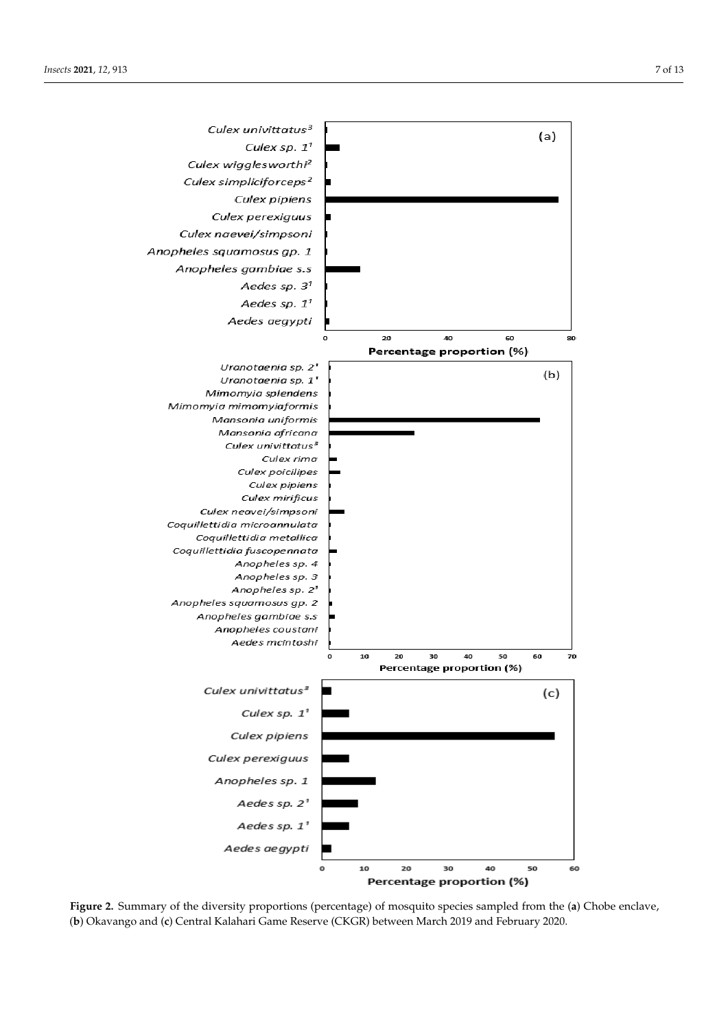**Figure 2.** Summary of the diversity proportions (percentage) of mosquito species sampled from the (**a**) Chobe enclave, (**b**) Okavango and (**c**) Central Kalahari Game Reserve (CKGR) between March 2019 and February 2020.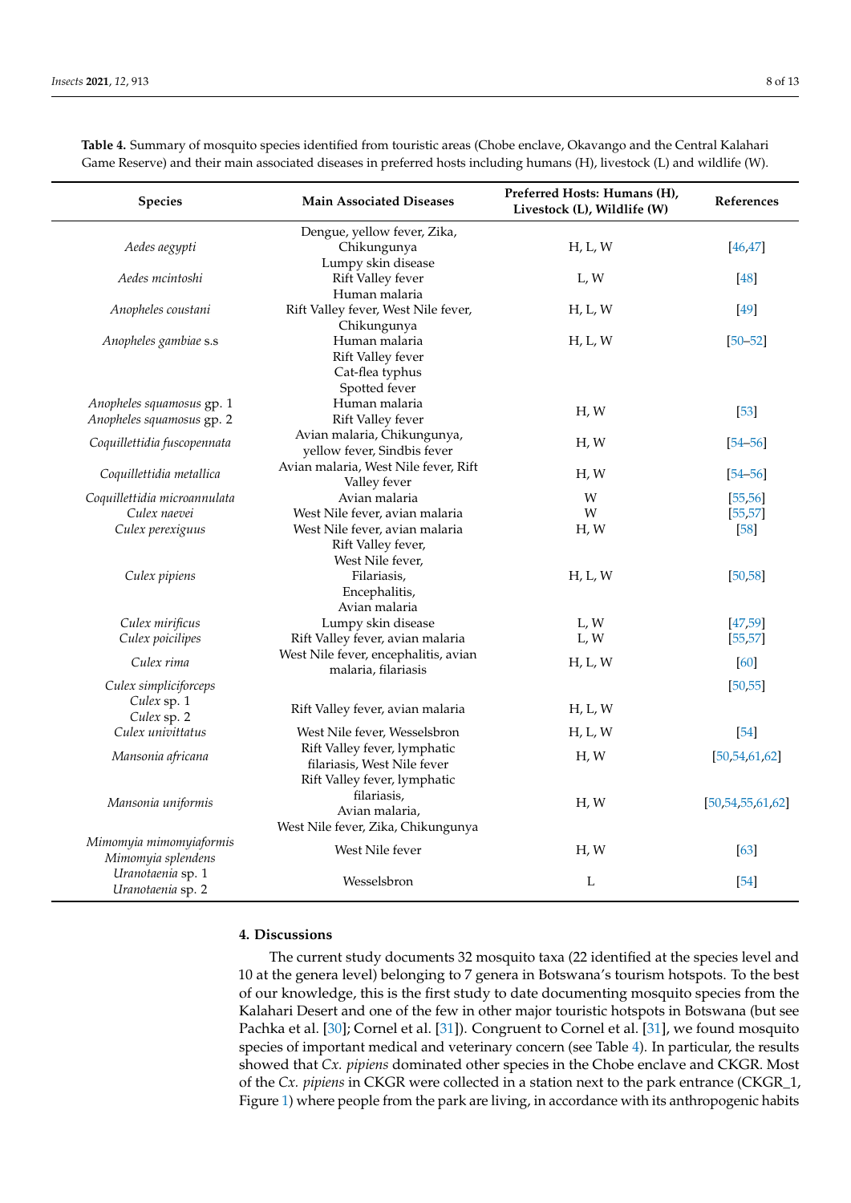**Table 4.** Summary of mosquito species identified from touristic areas (Chobe enclave, Okavango and the Central Kalahari Game Reserve) and their main associated diseases in preferred hosts including humans (H), livestock (L) and wildlife (W).

| Species | Main Associated Diseases | Preferred Hosts: Humans (H), Livestock (L), Wildlife (W) | References |
|---|---|---|---|
| *Aedes aegypti* | Dengue, yellow fever, Zika, Chikungunya | H, L, W | [46,47] |
| *Aedes mcintoshi* | Lumpy skin disease Rift Valley fever | L, W | [48] |
| *Anopheles coustani* | Human malaria Rift Valley fever, West Nile fever, Chikungunya | H, L, W | [49] |
| *Anopheles gambiae* s.s | Human malaria Rift Valley fever Cat-flea typhus Spotted fever | H, L, W | [50–52] |
| *Anopheles squamosus* gp. 1<br>*Anopheles squamosus* gp. 2 | Human malaria Rift Valley fever | H, W | [53] |
| *Coquillettidia fuscopennata* | Avian malaria, Chikungunya, yellow fever, Sindbis fever | H, W | [54–56] |
| *Coquillettidia metallica* | Avian malaria, West Nile fever, Rift Valley fever | H, W | [54–56] |
| *Coquillettidia microannulata* | Avian malaria | W | [55,56] |
| *Culex naevei* | West Nile fever, avian malaria | W | [55,57] |
| *Culex perexiguus* | West Nile fever, avian malaria | H, W | [58] |
| *Culex pipiens* | Rift Valley fever, West Nile fever, Filariasis, Encephalitis, Avian malaria | H, L, W | [50,58] |
| *Culex mirificus* | Lumpy skin disease | L, W | [47,59] |
| *Culex poicilipes* | Rift Valley fever, avian malaria | L, W | [55,57] |
| *Culex rima* | West Nile fever, encephalitis, avian malaria, filariasis | H, L, W | [60] |
| *Culex simpliciforceps*<br>*Culex* sp. 1<br>*Culex* sp. 2 | Rift Valley fever, avian malaria | H, L, W | [50,55] |
| *Culex univittatus* | West Nile fever, Wesselsbron | H, L, W | [54] |
| *Mansonia africana* | Rift Valley fever, lymphatic filariasis, West Nile fever | H, W | [50,54,61,62] |
| *Mansonia uniformis* | Rift Valley fever, lymphatic filariasis, Avian malaria, West Nile fever, Zika, Chikungunya | H, W | [50,54,55,61,62] |
| *Mimomyia mimomyiaformis*<br>*Mimomyia splendens* | West Nile fever | H, W | [63] |
| *Uranotaenia* sp. 1<br>*Uranotaenia* sp. 2 | Wesselsbron | L | [54] |

## 4. Discussions

The current study documents 32 mosquito taxa (22 identified at the species level and 10 at the genera level) belonging to 7 genera in Botswana's tourism hotspots. To the best of our knowledge, this is the first study to date documenting mosquito species from the Kalahari Desert and one of the few in other major touristic hotspots in Botswana (but see Pachka et al. [30]; Cornel et al. [31]). Congruent to Cornel et al. [31], we found mosquito species of important medical and veterinary concern (see Table 4). In particular, the results showed that *Cx. pipiens* dominated other species in the Chobe enclave and CKGR. Most of the *Cx. pipiens* in CKGR were collected in a station next to the park entrance (CKGR_1, Figure 1) where people from the park are living, in accordance with its anthropogenic habits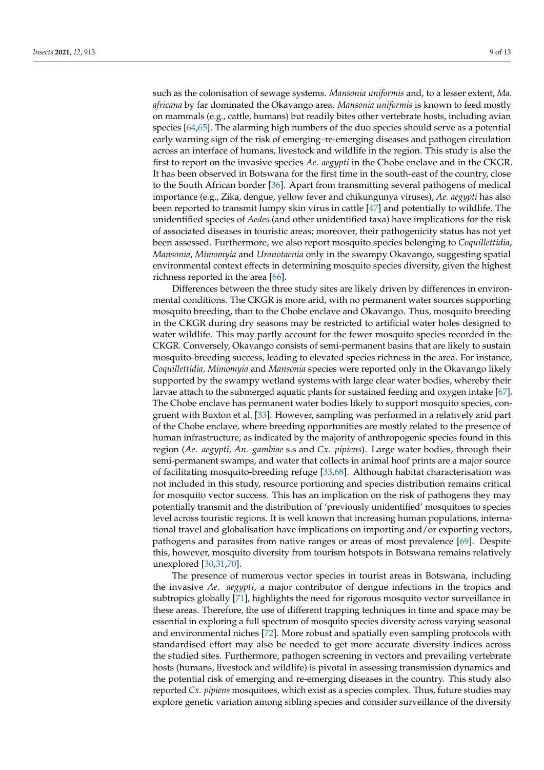such as the colonisation of sewage systems. *Mansonia uniformis* and, to a lesser extent, *Ma. africana* by far dominated the Okavango area. *Mansonia uniformis* is known to feed mostly on mammals (e.g., cattle, humans) but readily bites other vertebrate hosts, including avian species [64,65]. The alarming high numbers of the duo species should serve as a potential early warning sign of the risk of emerging–re-emerging diseases and pathogen circulation across an interface of humans, livestock and wildlife in the region. This study is also the first to report on the invasive species *Ae. aegypti* in the Chobe enclave and in the CKGR. It has been observed in Botswana for the first time in the south-east of the country, close to the South African border [36]. Apart from transmitting several pathogens of medical importance (e.g., Zika, dengue, yellow fever and chikungunya viruses), *Ae. aegypti* has also been reported to transmit lumpy skin virus in cattle [47] and potentially to wildlife. The unidentified species of *Aedes* (and other unidentified taxa) have implications for the risk of associated diseases in touristic areas; moreover, their pathogenicity status has not yet been assessed. Furthermore, we also report mosquito species belonging to *Coquillettidia*, *Mansonia*, *Mimomyia* and *Uranotaenia* only in the swampy Okavango, suggesting spatial environmental context effects in determining mosquito species diversity, given the highest richness reported in the area [66].

Differences between the three study sites are likely driven by differences in environmental conditions. The CKGR is more arid, with no permanent water sources supporting mosquito breeding, than to the Chobe enclave and Okavango. Thus, mosquito breeding in the CKGR during dry seasons may be restricted to artificial water holes designed to water wildlife. This may partly account for the fewer mosquito species recorded in the CKGR. Conversely, Okavango consists of semi-permanent basins that are likely to sustain mosquito-breeding success, leading to elevated species richness in the area. For instance, *Coquillettidia, Mimomyia* and *Mansonia* species were reported only in the Okavango likely supported by the swampy wetland systems with large clear water bodies, whereby their larvae attach to the submerged aquatic plants for sustained feeding and oxygen intake [67]. The Chobe enclave has permanent water bodies likely to support mosquito species, congruent with Buxton et al. [33]. However, sampling was performed in a relatively arid part of the Chobe enclave, where breeding opportunities are mostly related to the presence of human infrastructure, as indicated by the majority of anthropogenic species found in this region (*Ae. aegypti, An. gambiae* s.s and *Cx. pipiens*). Large water bodies, through their semi-permanent swamps, and water that collects in animal hoof prints are a major source of facilitating mosquito-breeding refuge [33,68]. Although habitat characterisation was not included in this study, resource portioning and species distribution remains critical for mosquito vector success. This has an implication on the risk of pathogens they may potentially transmit and the distribution of 'previously unidentified' mosquitoes to species level across touristic regions. It is well known that increasing human populations, international travel and globalisation have implications on importing and/or exporting vectors, pathogens and parasites from native ranges or areas of most prevalence [69]. Despite this, however, mosquito diversity from tourism hotspots in Botswana remains relatively unexplored [30,31,70].

The presence of numerous vector species in tourist areas in Botswana, including the invasive *Ae. aegypti*, a major contributor of dengue infections in the tropics and subtropics globally [71], highlights the need for rigorous mosquito vector surveillance in these areas. Therefore, the use of different trapping techniques in time and space may be essential in exploring a full spectrum of mosquito species diversity across varying seasonal and environmental niches [72]. More robust and spatially even sampling protocols with standardised effort may also be needed to get more accurate diversity indices across the studied sites. Furthermore, pathogen screening in vectors and prevailing vertebrate hosts (humans, livestock and wildlife) is pivotal in assessing transmission dynamics and the potential risk of emerging and re-emerging diseases in the country. This study also reported *Cx. pipiens* mosquitoes, which exist as a species complex. Thus, future studies may explore genetic variation among sibling species and consider surveillance of the diversity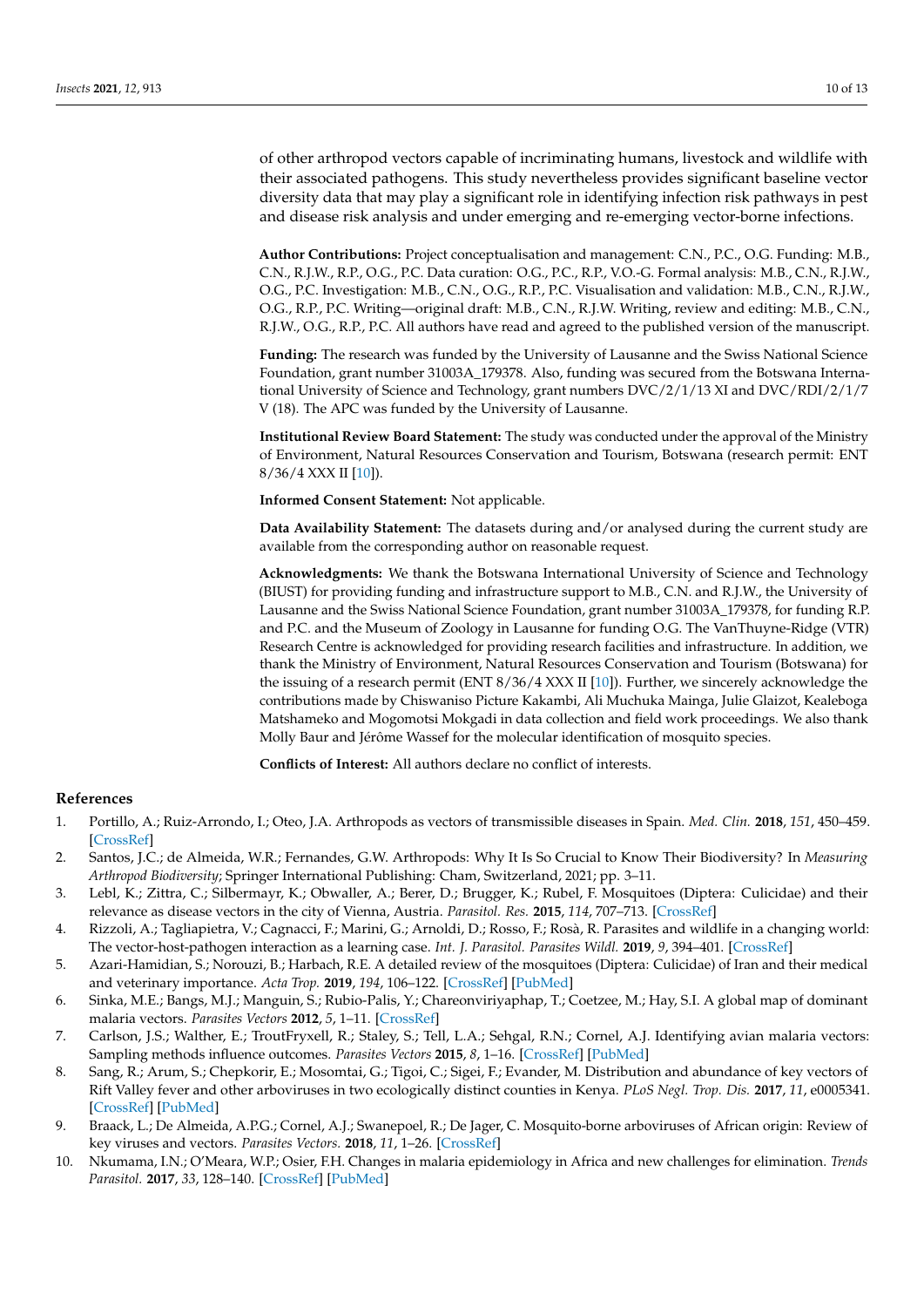of other arthropod vectors capable of incriminating humans, livestock and wildlife with their associated pathogens. This study nevertheless provides significant baseline vector diversity data that may play a significant role in identifying infection risk pathways in pest and disease risk analysis and under emerging and re-emerging vector-borne infections.

**Author Contributions:** Project conceptualisation and management: C.N., P.C., O.G. Funding: M.B., C.N., R.J.W., R.P., O.G., P.C. Data curation: O.G., P.C., R.P., V.O.-G. Formal analysis: M.B., C.N., R.J.W., O.G., P.C. Investigation: M.B., C.N., O.G., R.P., P.C. Visualisation and validation: M.B., C.N., R.J.W., O.G., R.P., P.C. Writing—original draft: M.B., C.N., R.J.W. Writing, review and editing: M.B., C.N., R.J.W., O.G., R.P., P.C. All authors have read and agreed to the published version of the manuscript.

**Funding:** The research was funded by the University of Lausanne and the Swiss National Science Foundation, grant number 31003A_179378. Also, funding was secured from the Botswana International University of Science and Technology, grant numbers DVC/2/1/13 XI and DVC/RDI/2/1/7 V (18). The APC was funded by the University of Lausanne.

**Institutional Review Board Statement:** The study was conducted under the approval of the Ministry of Environment, Natural Resources Conservation and Tourism, Botswana (research permit: ENT 8/36/4 XXX II [10]).

**Informed Consent Statement:** Not applicable.

**Data Availability Statement:** The datasets during and/or analysed during the current study are available from the corresponding author on reasonable request.

**Acknowledgments:** We thank the Botswana International University of Science and Technology (BIUST) for providing funding and infrastructure support to M.B., C.N. and R.J.W., the University of Lausanne and the Swiss National Science Foundation, grant number 31003A_179378, for funding R.P. and P.C. and the Museum of Zoology in Lausanne for funding O.G. The VanThuyne-Ridge (VTR) Research Centre is acknowledged for providing research facilities and infrastructure. In addition, we thank the Ministry of Environment, Natural Resources Conservation and Tourism (Botswana) for the issuing of a research permit (ENT 8/36/4 XXX II [10]). Further, we sincerely acknowledge the contributions made by Chiswaniso Picture Kakambi, Ali Muchuka Mainga, Julie Glaizot, Kealeboga Matshameko and Mogomotsi Mokgadi in data collection and field work proceedings. We also thank Molly Baur and Jérôme Wassef for the molecular identification of mosquito species.

**Conflicts of Interest:** All authors declare no conflict of interests.

## References

1. Portillo, A.; Ruiz-Arrondo, I.; Oteo, J.A. Arthropods as vectors of transmissible diseases in Spain. *Med. Clin.* **2018**, *151*, 450–459. [CrossRef]
2. Santos, J.C.; de Almeida, W.R.; Fernandes, G.W. Arthropods: Why It Is So Crucial to Know Their Biodiversity? In *Measuring Arthropod Biodiversity*; Springer International Publishing: Cham, Switzerland, 2021; pp. 3–11.
3. Lebl, K.; Zittra, C.; Silbermayr, K.; Obwaller, A.; Berer, D.; Brugger, K.; Rubel, F. Mosquitoes (Diptera: Culicidae) and their relevance as disease vectors in the city of Vienna, Austria. *Parasitol. Res.* **2015**, *114*, 707–713. [CrossRef]
4. Rizzoli, A.; Tagliapietra, V.; Cagnacci, F.; Marini, G.; Arnoldi, D.; Rosso, F.; Rosà, R. Parasites and wildlife in a changing world: The vector-host-pathogen interaction as a learning case. *Int. J. Parasitol. Parasites Wildl.* **2019**, *9*, 394–401. [CrossRef]
5. Azari-Hamidian, S.; Norouzi, B.; Harbach, R.E. A detailed review of the mosquitoes (Diptera: Culicidae) of Iran and their medical and veterinary importance. *Acta Trop.* **2019**, *194*, 106–122. [CrossRef] [PubMed]
6. Sinka, M.E.; Bangs, M.J.; Manguin, S.; Rubio-Palis, Y.; Chareonviriyaphap, T.; Coetzee, M.; Hay, S.I. A global map of dominant malaria vectors. *Parasites Vectors* **2012**, *5*, 1–11. [CrossRef]
7. Carlson, J.S.; Walther, E.; TroutFryxell, R.; Staley, S.; Tell, L.A.; Sehgal, R.N.; Cornel, A.J. Identifying avian malaria vectors: Sampling methods influence outcomes. *Parasites Vectors* **2015**, *8*, 1–16. [CrossRef] [PubMed]
8. Sang, R.; Arum, S.; Chepkorir, E.; Mosomtai, G.; Tigoi, C.; Sigei, F.; Evander, M. Distribution and abundance of key vectors of Rift Valley fever and other arboviruses in two ecologically distinct counties in Kenya. *PLoS Negl. Trop. Dis.* **2017**, *11*, e0005341. [CrossRef] [PubMed]
9. Braack, L.; De Almeida, A.P.G.; Cornel, A.J.; Swanepoel, R.; De Jager, C. Mosquito-borne arboviruses of African origin: Review of key viruses and vectors. *Parasites Vectors.* **2018**, *11*, 1–26. [CrossRef]
10. Nkumama, I.N.; O'Meara, W.P.; Osier, F.H. Changes in malaria epidemiology in Africa and new challenges for elimination. *Trends Parasitol.* **2017**, *33*, 128–140. [CrossRef] [PubMed]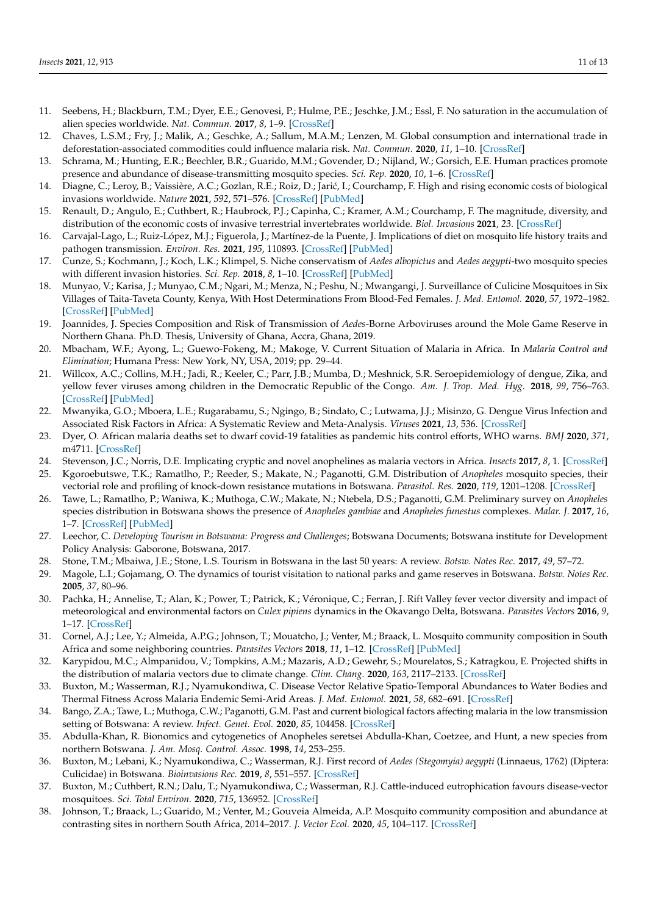11. Seebens, H.; Blackburn, T.M.; Dyer, E.E.; Genovesi, P.; Hulme, P.E.; Jeschke, J.M.; Essl, F. No saturation in the accumulation of alien species worldwide. *Nat. Commun.* **2017**, *8*, 1–9. [CrossRef]
12. Chaves, L.S.M.; Fry, J.; Malik, A.; Geschke, A.; Sallum, M.A.M.; Lenzen, M. Global consumption and international trade in deforestation-associated commodities could influence malaria risk. *Nat. Commun.* **2020**, *11*, 1–10. [CrossRef]
13. Schrama, M.; Hunting, E.R.; Beechler, B.R.; Guarido, M.M.; Govender, D.; Nijland, W.; Gorsich, E.E. Human practices promote presence and abundance of disease-transmitting mosquito species. *Sci. Rep.* **2020**, *10*, 1–6. [CrossRef]
14. Diagne, C.; Leroy, B.; Vaissière, A.C.; Gozlan, R.E.; Roiz, D.; Jarić, I.; Courchamp, F. High and rising economic costs of biological invasions worldwide. *Nature* **2021**, *592*, 571–576. [CrossRef] [PubMed]
15. Renault, D.; Angulo, E.; Cuthbert, R.; Haubrock, P.J.; Capinha, C.; Kramer, A.M.; Courchamp, F. The magnitude, diversity, and distribution of the economic costs of invasive terrestrial invertebrates worldwide. *Biol. Invasions* **2021**, *23*. [CrossRef]
16. Carvajal-Lago, L.; Ruiz-López, M.J.; Figuerola, J.; Martínez-de la Puente, J. Implications of diet on mosquito life history traits and pathogen transmission. *Environ. Res.* **2021**, *195*, 110893. [CrossRef] [PubMed]
17. Cunze, S.; Kochmann, J.; Koch, L.K.; Klimpel, S. Niche conservatism of *Aedes albopictus* and *Aedes aegypti*-two mosquito species with different invasion histories. *Sci. Rep.* **2018**, *8*, 1–10. [CrossRef] [PubMed]
18. Munyao, V.; Karisa, J.; Munyao, C.M.; Ngari, M.; Menza, N.; Peshu, N.; Mwangangi, J. Surveillance of Culicine Mosquitoes in Six Villages of Taita-Taveta County, Kenya, With Host Determinations From Blood-Fed Females. *J. Med. Entomol.* **2020**, *57*, 1972–1982. [CrossRef] [PubMed]
19. Joannides, J. Species Composition and Risk of Transmission of *Aedes*-Borne Arboviruses around the Mole Game Reserve in Northern Ghana. Ph.D. Thesis, University of Ghana, Accra, Ghana, 2019.
20. Mbacham, W.F.; Ayong, L.; Guewo-Fokeng, M.; Makoge, V. Current Situation of Malaria in Africa. In *Malaria Control and Elimination*; Humana Press: New York, NY, USA, 2019; pp. 29–44.
21. Willcox, A.C.; Collins, M.H.; Jadi, R.; Keeler, C.; Parr, J.B.; Mumba, D.; Meshnick, S.R. Seroepidemiology of dengue, Zika, and yellow fever viruses among children in the Democratic Republic of the Congo. *Am. J. Trop. Med. Hyg.* **2018**, *99*, 756–763. [CrossRef] [PubMed]
22. Mwanyika, G.O.; Mboera, L.E.; Rugarabamu, S.; Ngingo, B.; Sindato, C.; Lutwama, J.J.; Misinzo, G. Dengue Virus Infection and Associated Risk Factors in Africa: A Systematic Review and Meta-Analysis. *Viruses* **2021**, *13*, 536. [CrossRef]
23. Dyer, O. African malaria deaths set to dwarf covid-19 fatalities as pandemic hits control efforts, WHO warns. *BMJ* **2020**, *371*, m4711. [CrossRef]
24. Stevenson, J.C.; Norris, D.E. Implicating cryptic and novel anophelines as malaria vectors in Africa. *Insects* **2017**, *8*, 1. [CrossRef]
25. Kgoroebutswe, T.K.; Ramatlho, P.; Reeder, S.; Makate, N.; Paganotti, G.M. Distribution of *Anopheles* mosquito species, their vectorial role and profiling of knock-down resistance mutations in Botswana. *Parasitol. Res.* **2020**, *119*, 1201–1208. [CrossRef]
26. Tawe, L.; Ramatlho, P.; Waniwa, K.; Muthoga, C.W.; Makate, N.; Ntebela, D.S.; Paganotti, G.M. Preliminary survey on *Anopheles* species distribution in Botswana shows the presence of *Anopheles gambiae* and *Anopheles funestus* complexes. *Malar. J.* **2017**, *16*, 1–7. [CrossRef] [PubMed]
27. Leechor, C. *Developing Tourism in Botswana: Progress and Challenges*; Botswana Documents; Botswana institute for Development Policy Analysis: Gaborone, Botswana, 2017.
28. Stone, T.M.; Mbaiwa, J.E.; Stone, L.S. Tourism in Botswana in the last 50 years: A review. *Botsw. Notes Rec.* **2017**, *49*, 57–72.
29. Magole, L.I.; Gojamang, O. The dynamics of tourist visitation to national parks and game reserves in Botswana. *Botsw. Notes Rec.* **2005**, *37*, 80–96.
30. Pachka, H.; Annelise, T.; Alan, K.; Power, T.; Patrick, K.; Véronique, C.; Ferran, J. Rift Valley fever vector diversity and impact of meteorological and environmental factors on *Culex pipiens* dynamics in the Okavango Delta, Botswana. *Parasites Vectors* **2016**, *9*, 1–17. [CrossRef]
31. Cornel, A.J.; Lee, Y.; Almeida, A.P.G.; Johnson, T.; Mouatcho, J.; Venter, M.; Braack, L. Mosquito community composition in South Africa and some neighboring countries. *Parasites Vectors* **2018**, *11*, 1–12. [CrossRef] [PubMed]
32. Karypidou, M.C.; Almpanidou, V.; Tompkins, A.M.; Mazaris, A.D.; Gewehr, S.; Mourelatos, S.; Katragkou, E. Projected shifts in the distribution of malaria vectors due to climate change. *Clim. Chang.* **2020**, *163*, 2117–2133. [CrossRef]
33. Buxton, M.; Wasserman, R.J.; Nyamukondiwa, C. Disease Vector Relative Spatio-Temporal Abundances to Water Bodies and Thermal Fitness Across Malaria Endemic Semi-Arid Areas. *J. Med. Entomol.* **2021**, *58*, 682–691. [CrossRef]
34. Bango, Z.A.; Tawe, L.; Muthoga, C.W.; Paganotti, G.M. Past and current biological factors affecting malaria in the low transmission setting of Botswana: A review. *Infect. Genet. Evol.* **2020**, *85*, 104458. [CrossRef]
35. Abdulla-Khan, R. Bionomics and cytogenetics of Anopheles seretsei Abdulla-Khan, Coetzee, and Hunt, a new species from northern Botswana. *J. Am. Mosq. Control. Assoc.* **1998**, *14*, 253–255.
36. Buxton, M.; Lebani, K.; Nyamukondiwa, C.; Wasserman, R.J. First record of *Aedes (Stegomyia) aegypti* (Linnaeus, 1762) (Diptera: Culicidae) in Botswana. *Bioinvasions Rec.* **2019**, *8*, 551–557. [CrossRef]
37. Buxton, M.; Cuthbert, R.N.; Dalu, T.; Nyamukondiwa, C.; Wasserman, R.J. Cattle-induced eutrophication favours disease-vector mosquitoes. *Sci. Total Environ.* **2020**, *715*, 136952. [CrossRef]
38. Johnson, T.; Braack, L.; Guarido, M.; Venter, M.; Gouveia Almeida, A.P. Mosquito community composition and abundance at contrasting sites in northern South Africa, 2014–2017. *J. Vector Ecol.* **2020**, *45*, 104–117. [CrossRef]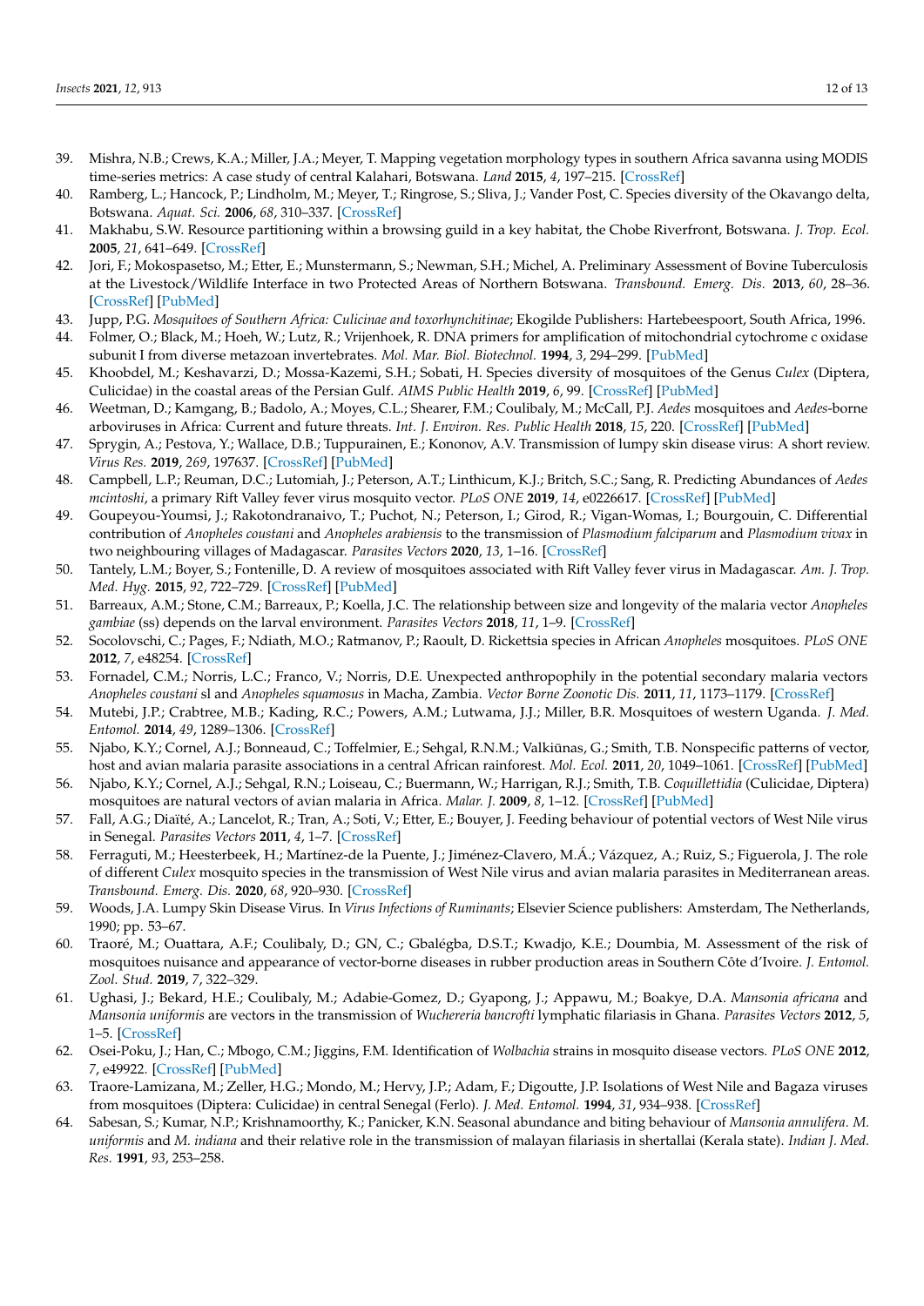39. Mishra, N.B.; Crews, K.A.; Miller, J.A.; Meyer, T. Mapping vegetation morphology types in southern Africa savanna using MODIS time-series metrics: A case study of central Kalahari, Botswana. *Land* **2015**, *4*, 197–215. [CrossRef]
40. Ramberg, L.; Hancock, P.; Lindholm, M.; Meyer, T.; Ringrose, S.; Sliva, J.; Vander Post, C. Species diversity of the Okavango delta, Botswana. *Aquat. Sci.* **2006**, *68*, 310–337. [CrossRef]
41. Makhabu, S.W. Resource partitioning within a browsing guild in a key habitat, the Chobe Riverfront, Botswana. *J. Trop. Ecol.* **2005**, *21*, 641–649. [CrossRef]
42. Jori, F.; Mokospasetso, M.; Etter, E.; Munstermann, S.; Newman, S.H.; Michel, A. Preliminary Assessment of Bovine Tuberculosis at the Livestock/Wildlife Interface in two Protected Areas of Northern Botswana. *Transbound. Emerg. Dis.* **2013**, *60*, 28–36. [CrossRef] [PubMed]
43. Jupp, P.G. *Mosquitoes of Southern Africa: Culicinae and toxorhynchitinae*; Ekogilde Publishers: Hartebeespoort, South Africa, 1996.
44. Folmer, O.; Black, M.; Hoeh, W.; Lutz, R.; Vrijenhoek, R. DNA primers for amplification of mitochondrial cytochrome c oxidase subunit I from diverse metazoan invertebrates. *Mol. Mar. Biol. Biotechnol.* **1994**, *3*, 294–299. [PubMed]
45. Khoobdel, M.; Keshavarzi, D.; Mossa-Kazemi, S.H.; Sobati, H. Species diversity of mosquitoes of the Genus *Culex* (Diptera, Culicidae) in the coastal areas of the Persian Gulf. *AIMS Public Health* **2019**, *6*, 99. [CrossRef] [PubMed]
46. Weetman, D.; Kamgang, B.; Badolo, A.; Moyes, C.L.; Shearer, F.M.; Coulibaly, M.; McCall, P.J. *Aedes* mosquitoes and *Aedes*-borne arboviruses in Africa: Current and future threats. *Int. J. Environ. Res. Public Health* **2018**, *15*, 220. [CrossRef] [PubMed]
47. Sprygin, A.; Pestova, Y.; Wallace, D.B.; Tuppurainen, E.; Kononov, A.V. Transmission of lumpy skin disease virus: A short review. *Virus Res.* **2019**, *269*, 197637. [CrossRef] [PubMed]
48. Campbell, L.P.; Reuman, D.C.; Lutomiah, J.; Peterson, A.T.; Linthicum, K.J.; Britch, S.C.; Sang, R. Predicting Abundances of *Aedes mcintoshi*, a primary Rift Valley fever virus mosquito vector. *PLoS ONE* **2019**, *14*, e0226617. [CrossRef] [PubMed]
49. Goupeyou-Youmsi, J.; Rakotondranaivo, T.; Puchot, N.; Peterson, I.; Girod, R.; Vigan-Womas, I.; Bourgouin, C. Differential contribution of *Anopheles coustani* and *Anopheles arabiensis* to the transmission of *Plasmodium falciparum* and *Plasmodium vivax* in two neighbouring villages of Madagascar. *Parasites Vectors* **2020**, *13*, 1–16. [CrossRef]
50. Tantely, L.M.; Boyer, S.; Fontenille, D. A review of mosquitoes associated with Rift Valley fever virus in Madagascar. *Am. J. Trop. Med. Hyg.* **2015**, *92*, 722–729. [CrossRef] [PubMed]
51. Barreaux, A.M.; Stone, C.M.; Barreaux, P.; Koella, J.C. The relationship between size and longevity of the malaria vector *Anopheles gambiae* (ss) depends on the larval environment. *Parasites Vectors* **2018**, *11*, 1–9. [CrossRef]
52. Socolovschi, C.; Pages, F.; Ndiath, M.O.; Ratmanov, P.; Raoult, D. Rickettsia species in African *Anopheles* mosquitoes. *PLoS ONE* **2012**, *7*, e48254. [CrossRef]
53. Fornadel, C.M.; Norris, L.C.; Franco, V.; Norris, D.E. Unexpected anthropophily in the potential secondary malaria vectors *Anopheles coustani* sl and *Anopheles squamosus* in Macha, Zambia. *Vector Borne Zoonotic Dis.* **2011**, *11*, 1173–1179. [CrossRef]
54. Mutebi, J.P.; Crabtree, M.B.; Kading, R.C.; Powers, A.M.; Lutwama, J.J.; Miller, B.R. Mosquitoes of western Uganda. *J. Med. Entomol.* **2014**, *49*, 1289–1306. [CrossRef]
55. Njabo, K.Y.; Cornel, A.J.; Bonneaud, C.; Toffelmier, E.; Sehgal, R.N.M.; Valkiūnas, G.; Smith, T.B. Nonspecific patterns of vector, host and avian malaria parasite associations in a central African rainforest. *Mol. Ecol.* **2011**, *20*, 1049–1061. [CrossRef] [PubMed]
56. Njabo, K.Y.; Cornel, A.J.; Sehgal, R.N.; Loiseau, C.; Buermann, W.; Harrigan, R.J.; Smith, T.B. *Coquillettidia* (Culicidae, Diptera) mosquitoes are natural vectors of avian malaria in Africa. *Malar. J.* **2009**, *8*, 1–12. [CrossRef] [PubMed]
57. Fall, A.G.; Diaïté, A.; Lancelot, R.; Tran, A.; Soti, V.; Etter, E.; Bouyer, J. Feeding behaviour of potential vectors of West Nile virus in Senegal. *Parasites Vectors* **2011**, *4*, 1–7. [CrossRef]
58. Ferraguti, M.; Heesterbeek, H.; Martínez-de la Puente, J.; Jiménez-Clavero, M.Á.; Vázquez, A.; Ruiz, S.; Figuerola, J. The role of different *Culex* mosquito species in the transmission of West Nile virus and avian malaria parasites in Mediterranean areas. *Transbound. Emerg. Dis.* **2020**, *68*, 920–930. [CrossRef]
59. Woods, J.A. Lumpy Skin Disease Virus. In *Virus Infections of Ruminants*; Elsevier Science publishers: Amsterdam, The Netherlands, 1990; pp. 53–67.
60. Traoré, M.; Ouattara, A.F.; Coulibaly, D.; GN, C.; Gbalégba, D.S.T.; Kwadjo, K.E.; Doumbia, M. Assessment of the risk of mosquitoes nuisance and appearance of vector-borne diseases in rubber production areas in Southern Côte d'Ivoire. *J. Entomol. Zool. Stud.* **2019**, *7*, 322–329.
61. Ughasi, J.; Bekard, H.E.; Coulibaly, M.; Adabie-Gomez, D.; Gyapong, J.; Appawu, M.; Boakye, D.A. *Mansonia africana* and *Mansonia uniformis* are vectors in the transmission of *Wuchereria bancrofti* lymphatic filariasis in Ghana. *Parasites Vectors* **2012**, *5*, 1–5. [CrossRef]
62. Osei-Poku, J.; Han, C.; Mbogo, C.M.; Jiggins, F.M. Identification of *Wolbachia* strains in mosquito disease vectors. *PLoS ONE* **2012**, *7*, e49922. [CrossRef] [PubMed]
63. Traore-Lamizana, M.; Zeller, H.G.; Mondo, M.; Hervy, J.P.; Adam, F.; Digoutte, J.P. Isolations of West Nile and Bagaza viruses from mosquitoes (Diptera: Culicidae) in central Senegal (Ferlo). *J. Med. Entomol.* **1994**, *31*, 934–938. [CrossRef]
64. Sabesan, S.; Kumar, N.P.; Krishnamoorthy, K.; Panicker, K.N. Seasonal abundance and biting behaviour of *Mansonia annulifera*. *M. uniformis* and *M. indiana* and their relative role in the transmission of malayan filariasis in shertallai (Kerala state). *Indian J. Med. Res.* **1991**, *93*, 253–258.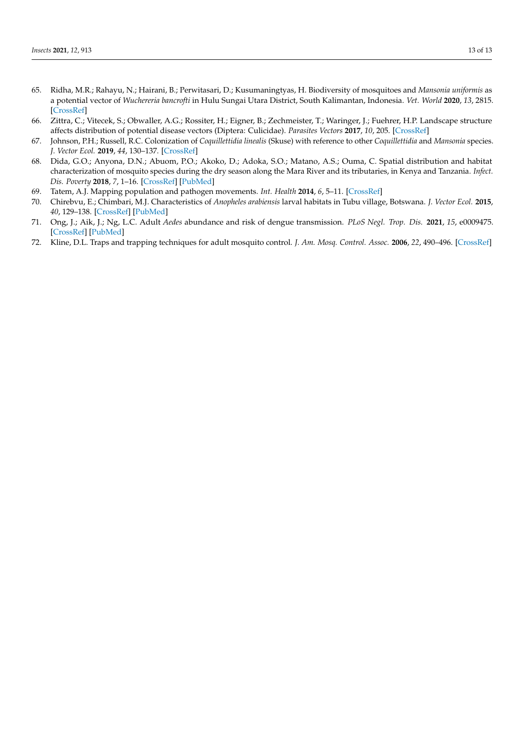65. Ridha, M.R.; Rahayu, N.; Hairani, B.; Perwitasari, D.; Kusumaningtyas, H. Biodiversity of mosquitoes and *Mansonia uniformis* as a potential vector of *Wuchereria bancrofti* in Hulu Sungai Utara District, South Kalimantan, Indonesia. *Vet. World* **2020**, *13*, 2815. [CrossRef]
66. Zittra, C.; Vitecek, S.; Obwaller, A.G.; Rossiter, H.; Eigner, B.; Zechmeister, T.; Waringer, J.; Fuehrer, H.P. Landscape structure affects distribution of potential disease vectors (Diptera: Culicidae). *Parasites Vectors* **2017**, *10*, 205. [CrossRef]
67. Johnson, P.H.; Russell, R.C. Colonization of *Coquillettidia linealis* (Skuse) with reference to other *Coquillettidia* and *Mansonia* species. *J. Vector Ecol.* **2019**, *44*, 130–137. [CrossRef]
68. Dida, G.O.; Anyona, D.N.; Abuom, P.O.; Akoko, D.; Adoka, S.O.; Matano, A.S.; Ouma, C. Spatial distribution and habitat characterization of mosquito species during the dry season along the Mara River and its tributaries, in Kenya and Tanzania. *Infect. Dis. Poverty* **2018**, *7*, 1–16. [CrossRef] [PubMed]
69. Tatem, A.J. Mapping population and pathogen movements. *Int. Health* **2014**, *6*, 5–11. [CrossRef]
70. Chirebvu, E.; Chimbari, M.J. Characteristics of *Anopheles arabiensis* larval habitats in Tubu village, Botswana. *J. Vector Ecol.* **2015**, *40*, 129–138. [CrossRef] [PubMed]
71. Ong, J.; Aik, J.; Ng, L.C. Adult *Aedes* abundance and risk of dengue transmission. *PLoS Negl. Trop. Dis.* **2021**, *15*, e0009475. [CrossRef] [PubMed]
72. Kline, D.L. Traps and trapping techniques for adult mosquito control. *J. Am. Mosq. Control. Assoc.* **2006**, *22*, 490–496. [CrossRef]